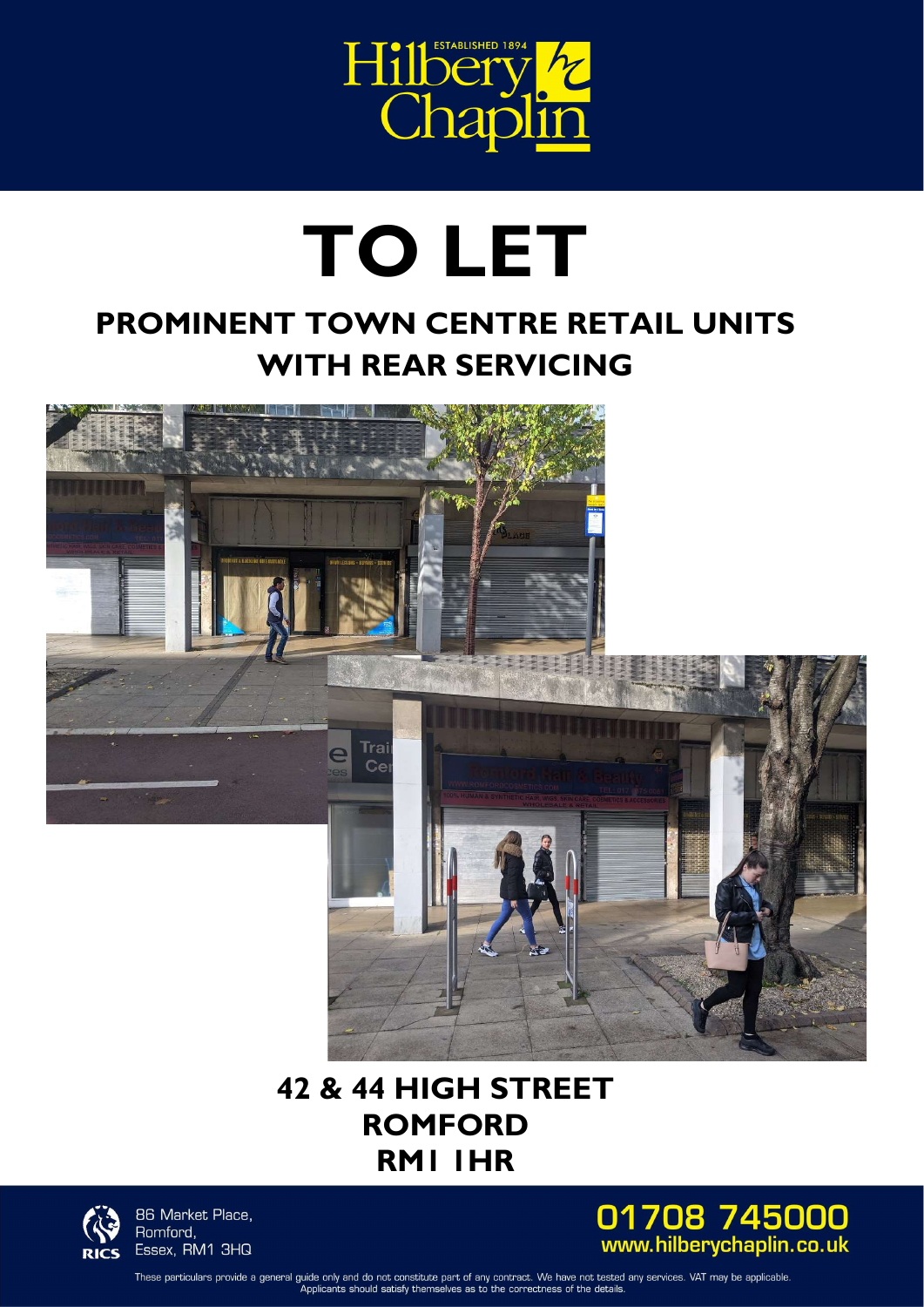Hilbery Chaplin

ESTABLISHED 1894

# TO LET

## PROMINENT TOWN CENTRE RETAIL UNITS WITH REAR SERVICING

## 42 & 44 HIGH STREET ROMFORD RM1 1HR

86 Market Place,
Romford,
Essex, RM1 3HQ

**01708 745000**
**www.hilberychaplin.co.uk**

These particulars provide a general guide only and do not constitute part of any contract. We have not tested any services. VAT may be applicable. Applicants should satisfy themselves as to the correctness of the details.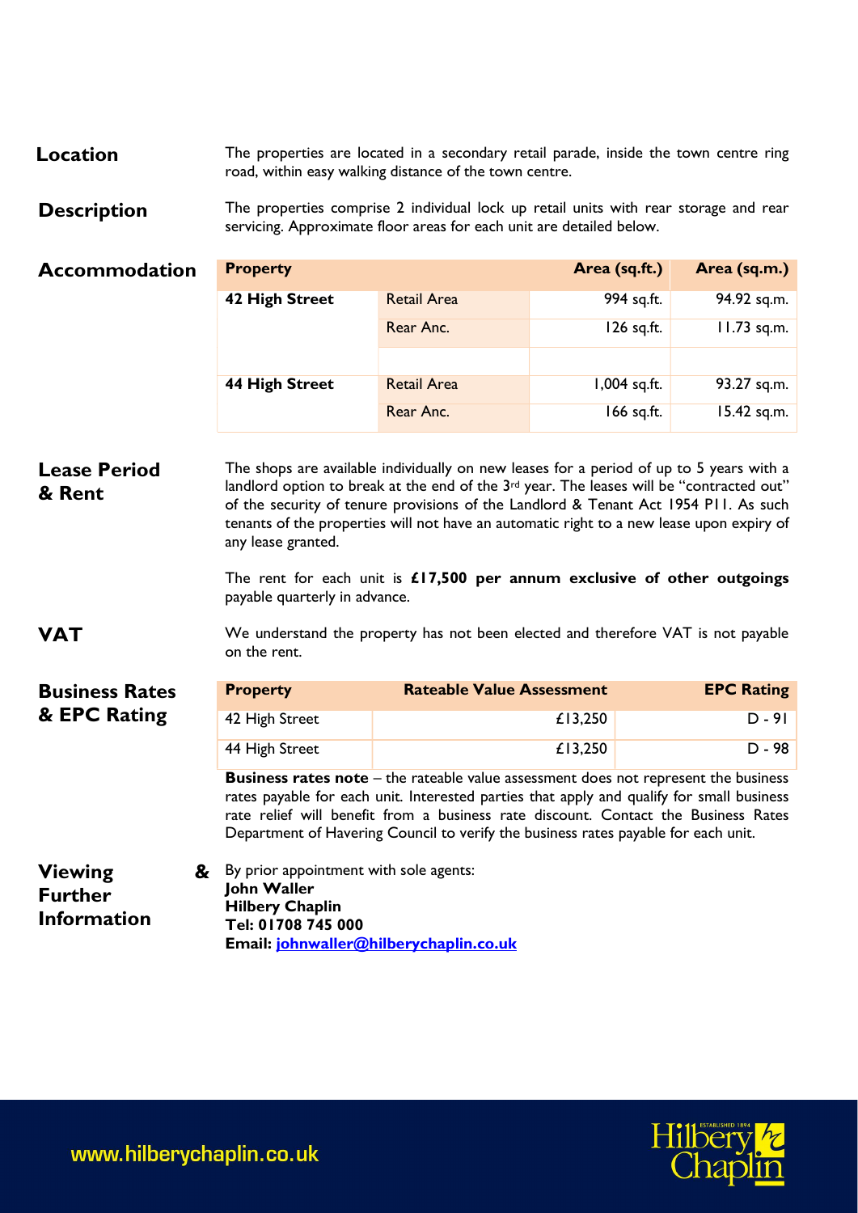## Location

The properties are located in a secondary retail parade, inside the town centre ring road, within easy walking distance of the town centre.

## Description

The properties comprise 2 individual lock up retail units with rear storage and rear servicing. Approximate floor areas for each unit are detailed below.

## Accommodation

| Property | | Area (sq.ft.) | Area (sq.m.) |
|---|---|---|---|
| **42 High Street** | Retail Area | 994 sq.ft. | 94.92 sq.m. |
| | Rear Anc. | 126 sq.ft. | 11.73 sq.m. |
| | | | |
| **44 High Street** | Retail Area | 1,004 sq.ft. | 93.27 sq.m. |
| | Rear Anc. | 166 sq.ft. | 15.42 sq.m. |

## Lease Period & Rent

The shops are available individually on new leases for a period of up to 5 years with a landlord option to break at the end of the 3rd year. The leases will be "contracted out" of the security of tenure provisions of the Landlord & Tenant Act 1954 PII. As such tenants of the properties will not have an automatic right to a new lease upon expiry of any lease granted.

The rent for each unit is **£17,500 per annum exclusive of other outgoings** payable quarterly in advance.

## VAT

We understand the property has not been elected and therefore VAT is not payable on the rent.

## Business Rates & EPC Rating

| Property | Rateable Value Assessment | EPC Rating |
|---|---|---|
| 42 High Street | £13,250 | D - 91 |
| 44 High Street | £13,250 | D - 98 |

**Business rates note** – the rateable value assessment does not represent the business rates payable for each unit. Interested parties that apply and qualify for small business rate relief will benefit from a business rate discount. Contact the Business Rates Department of Havering Council to verify the business rates payable for each unit.

## Viewing & Further Information

By prior appointment with sole agents:
**John Waller**
**Hilbery Chaplin**
**Tel: 01708 745 000**
**Email: johnwaller@hilberychaplin.co.uk**

www.hilberychaplin.co.uk